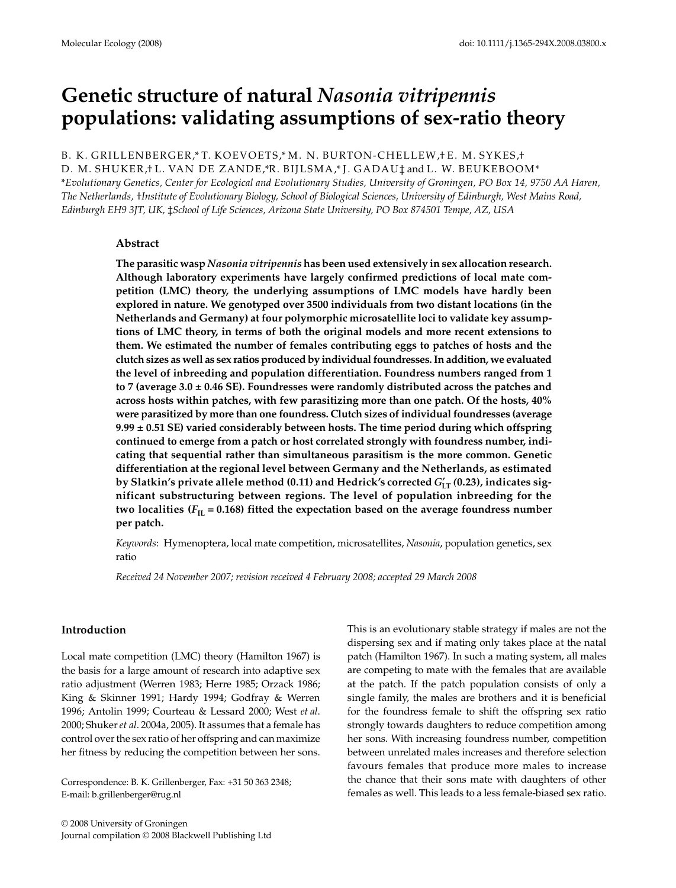# Genetic structure of natural *Nasonia vitripennis* populations: validating assumptions of sex-ratio theory

B. K. GRILLENBERGER,* T. KOEVOETS,* M. N. BURTON-CHELLEW,† E. M. SYKES,† D. M. SHUKER,† L. VAN DE ZANDE,* R. BIJLSMA,* J. GADAU‡ and L. W. BEUKEBOOM*

*Evolutionary Genetics, Center for Ecological and Evolutionary Studies, University of Groningen, PO Box 14, 9750 AA Haren, The Netherlands, †Institute of Evolutionary Biology, School of Biological Sciences, University of Edinburgh, West Mains Road, Edinburgh EH9 3JT, UK, ‡School of Life Sciences, Arizona State University, PO Box 874501 Tempe, AZ, USA*

## Abstract

**The parasitic wasp *Nasonia vitripennis* has been used extensively in sex allocation research. Although laboratory experiments have largely confirmed predictions of local mate competition (LMC) theory, the underlying assumptions of LMC models have hardly been explored in nature. We genotyped over 3500 individuals from two distant locations (in the Netherlands and Germany) at four polymorphic microsatellite loci to validate key assumptions of LMC theory, in terms of both the original models and more recent extensions to them. We estimated the number of females contributing eggs to patches of hosts and the clutch sizes as well as sex ratios produced by individual foundresses. In addition, we evaluated the level of inbreeding and population differentiation. Foundress numbers ranged from 1 to 7 (average 3.0 ± 0.46 SE). Foundresses were randomly distributed across the patches and across hosts within patches, with few parasitizing more than one patch. Of the hosts, 40% were parasitized by more than one foundress. Clutch sizes of individual foundresses (average 9.99 ± 0.51 SE) varied considerably between hosts. The time period during which offspring continued to emerge from a patch or host correlated strongly with foundress number, indicating that sequential rather than simultaneous parasitism is the more common. Genetic differentiation at the regional level between Germany and the Netherlands, as estimated by Slatkin's private allele method (0.11) and Hedrick's corrected $G'_{LT}$ (0.23), indicates significant substructuring between regions. The level of population inbreeding for the two localities ($F_{IL}$ = 0.168) fitted the expectation based on the average foundress number per patch.**

*Keywords*: Hymenoptera, local mate competition, microsatellites, *Nasonia*, population genetics, sex ratio

*Received 24 November 2007; revision received 4 February 2008; accepted 29 March 2008*

## Introduction

Local mate competition (LMC) theory (Hamilton 1967) is the basis for a large amount of research into adaptive sex ratio adjustment (Werren 1983; Herre 1985; Orzack 1986; King & Skinner 1991; Hardy 1994; Godfray & Werren 1996; Antolin 1999; Courteau & Lessard 2000; West *et al*. 2000; Shuker *et al*. 2004a, 2005). It assumes that a female has control over the sex ratio of her offspring and can maximize her fitness by reducing the competition between her sons. This is an evolutionary stable strategy if males are not the dispersing sex and if mating only takes place at the natal patch (Hamilton 1967). In such a mating system, all males are competing to mate with the females that are available at the patch. If the patch population consists of only a single family, the males are brothers and it is beneficial for the foundress female to shift the offspring sex ratio strongly towards daughters to reduce competition among her sons. With increasing foundress number, competition between unrelated males increases and therefore selection favours females that produce more males to increase the chance that their sons mate with daughters of other females as well. This leads to a less female-biased sex ratio.

Correspondence: B. K. Grillenberger, Fax: +31 50 363 2348; E-mail: b.grillenberger@rug.nl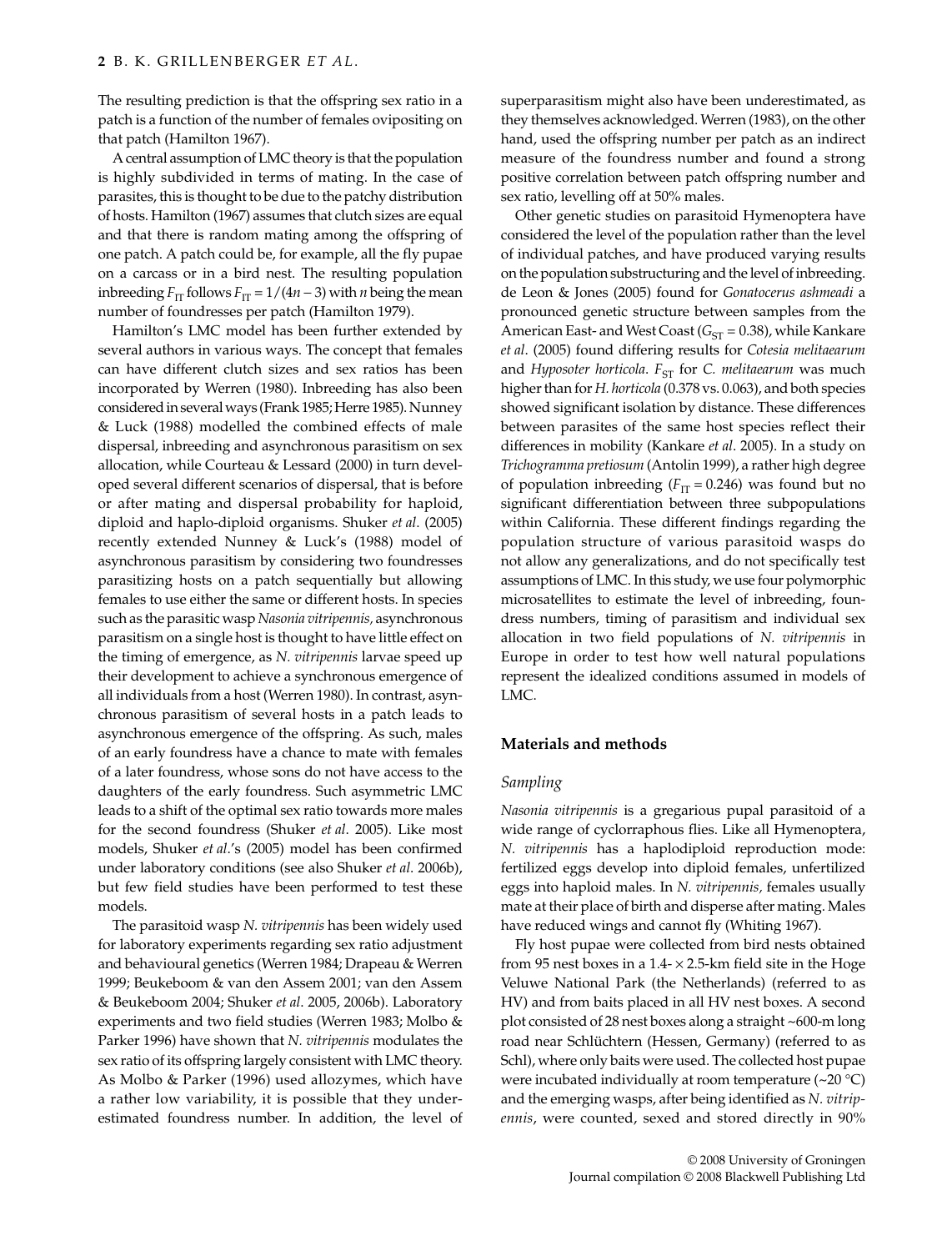The resulting prediction is that the offspring sex ratio in a patch is a function of the number of females ovipositing on that patch (Hamilton 1967).

A central assumption of LMC theory is that the population is highly subdivided in terms of mating. In the case of parasites, this is thought to be due to the patchy distribution of hosts. Hamilton (1967) assumes that clutch sizes are equal and that there is random mating among the offspring of one patch. A patch could be, for example, all the fly pupae on a carcass or in a bird nest. The resulting population inbreeding $F_{IT}$ follows $F_{IT} = 1/(4n - 3)$ with $n$ being the mean number of foundresses per patch (Hamilton 1979).

Hamilton's LMC model has been further extended by several authors in various ways. The concept that females can have different clutch sizes and sex ratios has been incorporated by Werren (1980). Inbreeding has also been considered in several ways (Frank 1985; Herre 1985). Nunney & Luck (1988) modelled the combined effects of male dispersal, inbreeding and asynchronous parasitism on sex allocation, while Courteau & Lessard (2000) in turn developed several different scenarios of dispersal, that is before or after mating and dispersal probability for haploid, diploid and haplo-diploid organisms. Shuker *et al*. (2005) recently extended Nunney & Luck's (1988) model of asynchronous parasitism by considering two foundresses parasitizing hosts on a patch sequentially but allowing females to use either the same or different hosts. In species such as the parasitic wasp *Nasonia vitripennis*, asynchronous parasitism on a single host is thought to have little effect on the timing of emergence, as *N. vitripennis* larvae speed up their development to achieve a synchronous emergence of all individuals from a host (Werren 1980). In contrast, asynchronous parasitism of several hosts in a patch leads to asynchronous emergence of the offspring. As such, males of an early foundress have a chance to mate with females of a later foundress, whose sons do not have access to the daughters of the early foundress. Such asymmetric LMC leads to a shift of the optimal sex ratio towards more males for the second foundress (Shuker *et al*. 2005). Like most models, Shuker *et al*.'s (2005) model has been confirmed under laboratory conditions (see also Shuker *et al*. 2006b), but few field studies have been performed to test these models.

The parasitoid wasp *N. vitripennis* has been widely used for laboratory experiments regarding sex ratio adjustment and behavioural genetics (Werren 1984; Drapeau & Werren 1999; Beukeboom & van den Assem 2001; van den Assem & Beukeboom 2004; Shuker *et al*. 2005, 2006b). Laboratory experiments and two field studies (Werren 1983; Molbo & Parker 1996) have shown that *N. vitripennis* modulates the sex ratio of its offspring largely consistent with LMC theory. As Molbo & Parker (1996) used allozymes, which have a rather low variability, it is possible that they underestimated foundress number. In addition, the level of superparasitism might also have been underestimated, as they themselves acknowledged. Werren (1983), on the other hand, used the offspring number per patch as an indirect measure of the foundress number and found a strong positive correlation between patch offspring number and sex ratio, levelling off at 50% males.

Other genetic studies on parasitoid Hymenoptera have considered the level of the population rather than the level of individual patches, and have produced varying results on the population substructuring and the level of inbreeding. de Leon & Jones (2005) found for *Gonatocerus ashmeadi* a pronounced genetic structure between samples from the American East- and West Coast ($G_{ST} = 0.38$), while Kankare *et al*. (2005) found differing results for *Cotesia melitaearum* and *Hyposoter horticola*. $F_{ST}$ for *C. melitaearum* was much higher than for *H. horticola* (0.378 vs. 0.063), and both species showed significant isolation by distance. These differences between parasites of the same host species reflect their differences in mobility (Kankare *et al*. 2005). In a study on *Trichogramma pretiosum* (Antolin 1999), a rather high degree of population inbreeding ($F_{IT} = 0.246$) was found but no significant differentiation between three subpopulations within California. These different findings regarding the population structure of various parasitoid wasps do not allow any generalizations, and do not specifically test assumptions of LMC. In this study, we use four polymorphic microsatellites to estimate the level of inbreeding, foundress numbers, timing of parasitism and individual sex allocation in two field populations of *N. vitripennis* in Europe in order to test how well natural populations represent the idealized conditions assumed in models of LMC.

## Materials and methods

### Sampling

*Nasonia vitripennis* is a gregarious pupal parasitoid of a wide range of cyclorraphous flies. Like all Hymenoptera, *N. vitripennis* has a haplodiploid reproduction mode: fertilized eggs develop into diploid females, unfertilized eggs into haploid males. In *N. vitripennis*, females usually mate at their place of birth and disperse after mating. Males have reduced wings and cannot fly (Whiting 1967).

Fly host pupae were collected from bird nests obtained from 95 nest boxes in a 1.4- × 2.5-km field site in the Hoge Veluwe National Park (the Netherlands) (referred to as HV) and from baits placed in all HV nest boxes. A second plot consisted of 28 nest boxes along a straight ~600-m long road near Schlüchtern (Hessen, Germany) (referred to as Schl), where only baits were used. The collected host pupae were incubated individually at room temperature (~20 °C) and the emerging wasps, after being identified as *N. vitripennis*, were counted, sexed and stored directly in 90%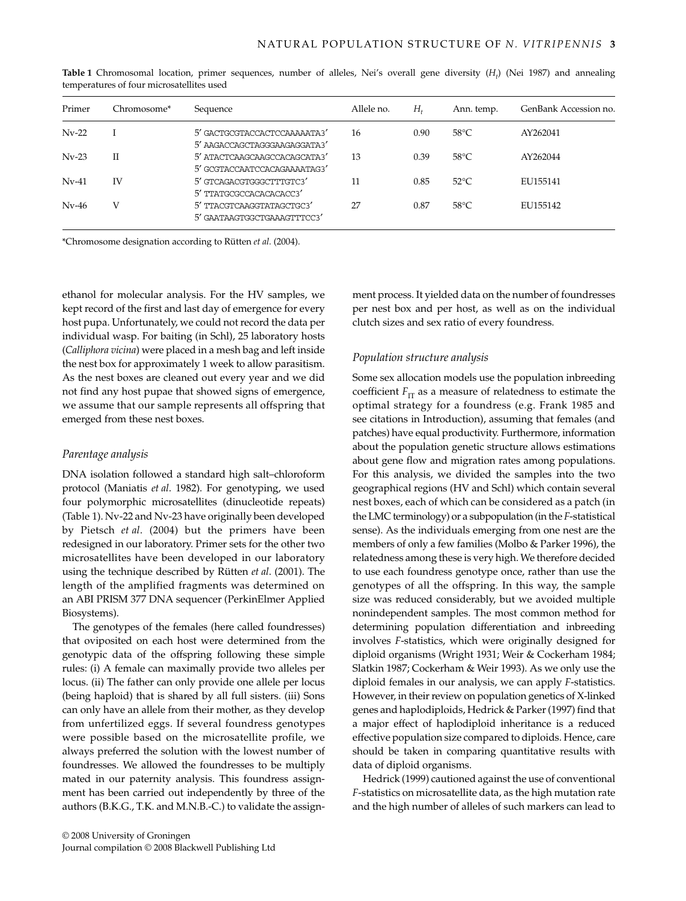**Table 1** Chromosomal location, primer sequences, number of alleles, Nei's overall gene diversity ($H_t$) (Nei 1987) and annealing temperatures of four microsatellites used

| Primer | Chromosome* | Sequence | Allele no. | $H_t$ | Ann. temp. | GenBank Accession no. |
|---|---|---|---|---|---|---|
| Nv-22 | I | 5′ GACTGCGTACCACTCCAAAAATA3′<br>5′ AAGACCAGCTAGGGAAGAGGATA3′ | 16 | 0.90 | 58°C | AY262041 |
| Nv-23 | II | 5′ ATACTCAAGCAAGCCACAGCATA3′<br>5′ GCGTACCAATCCACAGAAAATAG3′ | 13 | 0.39 | 58°C | AY262044 |
| Nv-41 | IV | 5′ GTCAGACGTGGGCTTTGTC3′<br>5′ TTATGCGCCACACACACC3′ | 11 | 0.85 | 52°C | EU155141 |
| Nv-46 | V | 5′ TTACGTCAAGGTATAGCTGC3′<br>5′ GAATAAGTGGCTGAAAGTTTCC3′ | 27 | 0.87 | 58°C | EU155142 |

*Chromosome designation according to Rütten *et al.* (2004).

ethanol for molecular analysis. For the HV samples, we kept record of the first and last day of emergence for every host pupa. Unfortunately, we could not record the data per individual wasp. For baiting (in Schl), 25 laboratory hosts (*Calliphora vicina*) were placed in a mesh bag and left inside the nest box for approximately 1 week to allow parasitism. As the nest boxes are cleaned out every year and we did not find any host pupae that showed signs of emergence, we assume that our sample represents all offspring that emerged from these nest boxes.

### *Parentage analysis*

DNA isolation followed a standard high salt–chloroform protocol (Maniatis *et al*. 1982). For genotyping, we used four polymorphic microsatellites (dinucleotide repeats) (Table 1). Nv-22 and Nv-23 have originally been developed by Pietsch *et al*. (2004) but the primers have been redesigned in our laboratory. Primer sets for the other two microsatellites have been developed in our laboratory using the technique described by Rütten *et al*. (2001). The length of the amplified fragments was determined on an ABI PRISM 377 DNA sequencer (PerkinElmer Applied Biosystems).

The genotypes of the females (here called foundresses) that oviposited on each host were determined from the genotypic data of the offspring following these simple rules: (i) A female can maximally provide two alleles per locus. (ii) The father can only provide one allele per locus (being haploid) that is shared by all full sisters. (iii) Sons can only have an allele from their mother, as they develop from unfertilized eggs. If several foundress genotypes were possible based on the microsatellite profile, we always preferred the solution with the lowest number of foundresses. We allowed the foundresses to be multiply mated in our paternity analysis. This foundress assignment has been carried out independently by three of the authors (B.K.G., T.K. and M.N.B.-C.) to validate the assignment process. It yielded data on the number of foundresses per nest box and per host, as well as on the individual clutch sizes and sex ratio of every foundress.

### *Population structure analysis*

Some sex allocation models use the population inbreeding coefficient $F_{IT}$ as a measure of relatedness to estimate the optimal strategy for a foundress (e.g. Frank 1985 and see citations in Introduction), assuming that females (and patches) have equal productivity. Furthermore, information about the population genetic structure allows estimations about gene flow and migration rates among populations. For this analysis, we divided the samples into the two geographical regions (HV and Schl) which contain several nest boxes, each of which can be considered as a patch (in the LMC terminology) or a subpopulation (in the *F*-statistical sense). As the individuals emerging from one nest are the members of only a few families (Molbo & Parker 1996), the relatedness among these is very high. We therefore decided to use each foundress genotype once, rather than use the genotypes of all the offspring. In this way, the sample size was reduced considerably, but we avoided multiple nonindependent samples. The most common method for determining population differentiation and inbreeding involves *F*-statistics, which were originally designed for diploid organisms (Wright 1931; Weir & Cockerham 1984; Slatkin 1987; Cockerham & Weir 1993). As we only use the diploid females in our analysis, we can apply *F*-statistics. However, in their review on population genetics of X-linked genes and haplodiploids, Hedrick & Parker (1997) find that a major effect of haplodiploid inheritance is a reduced effective population size compared to diploids. Hence, care should be taken in comparing quantitative results with data of diploid organisms.

Hedrick (1999) cautioned against the use of conventional *F*-statistics on microsatellite data, as the high mutation rate and the high number of alleles of such markers can lead to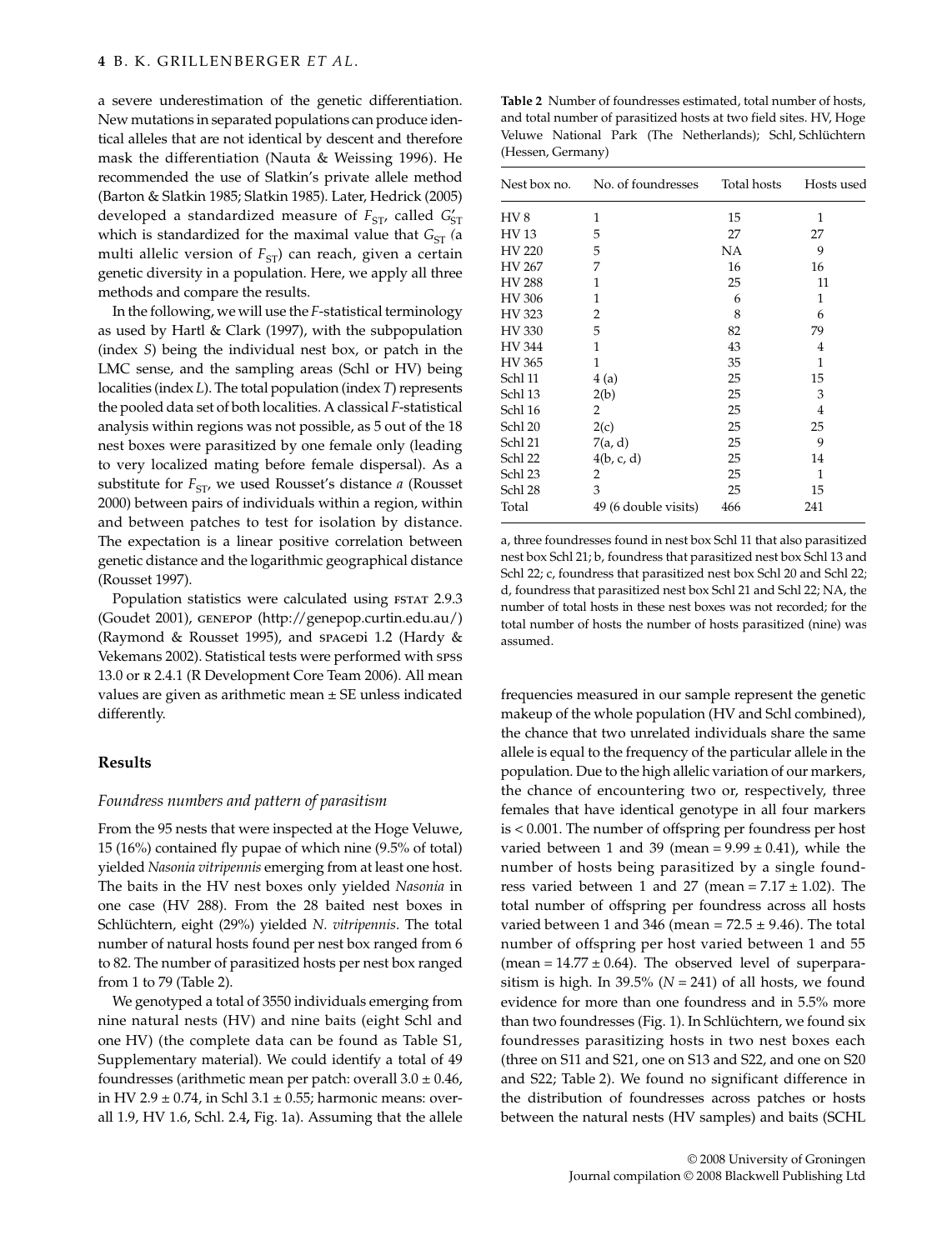a severe underestimation of the genetic differentiation. New mutations in separated populations can produce identical alleles that are not identical by descent and therefore mask the differentiation (Nauta & Weissing 1996). He recommended the use of Slatkin's private allele method (Barton & Slatkin 1985; Slatkin 1985). Later, Hedrick (2005) developed a standardized measure of $F_{ST}$, called $G'_{ST}$ which is standardized for the maximal value that $G_{ST}$ (a multi allelic version of $F_{ST}$) can reach, given a certain genetic diversity in a population. Here, we apply all three methods and compare the results.

In the following, we will use the *F*-statistical terminology as used by Hartl & Clark (1997), with the subpopulation (index *S*) being the individual nest box, or patch in the LMC sense, and the sampling areas (Schl or HV) being localities (index *L*). The total population (index *T*) represents the pooled data set of both localities. A classical *F*-statistical analysis within regions was not possible, as 5 out of the 18 nest boxes were parasitized by one female only (leading to very localized mating before female dispersal). As a substitute for $F_{ST}$, we used Rousset's distance *a* (Rousset 2000) between pairs of individuals within a region, within and between patches to test for isolation by distance. The expectation is a linear positive correlation between genetic distance and the logarithmic geographical distance (Rousset 1997).

Population statistics were calculated using FSTAT 2.9.3 (Goudet 2001), GENEPOP (http://genepop.curtin.edu.au/) (Raymond & Rousset 1995), and SPAGeDi 1.2 (Hardy & Vekemans 2002). Statistical tests were performed with SPSS 13.0 or R 2.4.1 (R Development Core Team 2006). All mean values are given as arithmetic mean ± SE unless indicated differently.

## Results

### *Foundress numbers and pattern of parasitism*

From the 95 nests that were inspected at the Hoge Veluwe, 15 (16%) contained fly pupae of which nine (9.5% of total) yielded *Nasonia vitripennis* emerging from at least one host. The baits in the HV nest boxes only yielded *Nasonia* in one case (HV 288). From the 28 baited nest boxes in Schlüchtern, eight (29%) yielded *N. vitripennis*. The total number of natural hosts found per nest box ranged from 6 to 82. The number of parasitized hosts per nest box ranged from 1 to 79 (Table 2).

We genotyped a total of 3550 individuals emerging from nine natural nests (HV) and nine baits (eight Schl and one HV) (the complete data can be found as Table S1, Supplementary material). We could identify a total of 49 foundresses (arithmetic mean per patch: overall 3.0 ± 0.46, in HV 2.9 ± 0.74, in Schl 3.1 ± 0.55; harmonic means: overall 1.9, HV 1.6, Schl. 2.4**,** Fig. 1a). Assuming that the allele frequencies measured in our sample represent the genetic makeup of the whole population (HV and Schl combined), the chance that two unrelated individuals share the same allele is equal to the frequency of the particular allele in the population. Due to the high allelic variation of our markers, the chance of encountering two or, respectively, three females that have identical genotype in all four markers is < 0.001. The number of offspring per foundress per host varied between 1 and 39 (mean = 9.99 ± 0.41), while the number of hosts being parasitized by a single foundress varied between 1 and 27 (mean = 7.17 ± 1.02). The total number of offspring per foundress across all hosts varied between 1 and 346 (mean = 72.5 ± 9.46). The total number of offspring per host varied between 1 and 55 (mean = 14.77 ± 0.64). The observed level of superparasitism is high. In 39.5% ($N$ = 241) of all hosts, we found evidence for more than one foundress and in 5.5% more than two foundresses (Fig. 1). In Schlüchtern, we found six foundresses parasitizing hosts in two nest boxes each (three on S11 and S21, one on S13 and S22, and one on S20 and S22; Table 2). We found no significant difference in the distribution of foundresses across patches or hosts between the natural nests (HV samples) and baits (SCHL

**Table 2** Number of foundresses estimated, total number of hosts, and total number of parasitized hosts at two field sites. HV, Hoge Veluwe National Park (The Netherlands); Schl, Schlüchtern (Hessen, Germany)

| Nest box no. | No. of foundresses | Total hosts | Hosts used |
|---|---|---|---|
| HV 8 | 1 | 15 | 1 |
| HV 13 | 5 | 27 | 27 |
| HV 220 | 5 | NA | 9 |
| HV 267 | 7 | 16 | 16 |
| HV 288 | 1 | 25 | 11 |
| HV 306 | 1 | 6 | 1 |
| HV 323 | 2 | 8 | 6 |
| HV 330 | 5 | 82 | 79 |
| HV 344 | 1 | 43 | 4 |
| HV 365 | 1 | 35 | 1 |
| Schl 11 | 4 (a) | 25 | 15 |
| Schl 13 | 2(b) | 25 | 3 |
| Schl 16 | 2 | 25 | 4 |
| Schl 20 | 2(c) | 25 | 25 |
| Schl 21 | 7(a, d) | 25 | 9 |
| Schl 22 | 4(b, c, d) | 25 | 14 |
| Schl 23 | 2 | 25 | 1 |
| Schl 28 | 3 | 25 | 15 |
| Total | 49 (6 double visits) | 466 | 241 |

a, three foundresses found in nest box Schl 11 that also parasitized nest box Schl 21; b, foundress that parasitized nest box Schl 13 and Schl 22; c, foundress that parasitized nest box Schl 20 and Schl 22; d, foundress that parasitized nest box Schl 21 and Schl 22; NA, the number of total hosts in these nest boxes was not recorded; for the total number of hosts the number of hosts parasitized (nine) was assumed.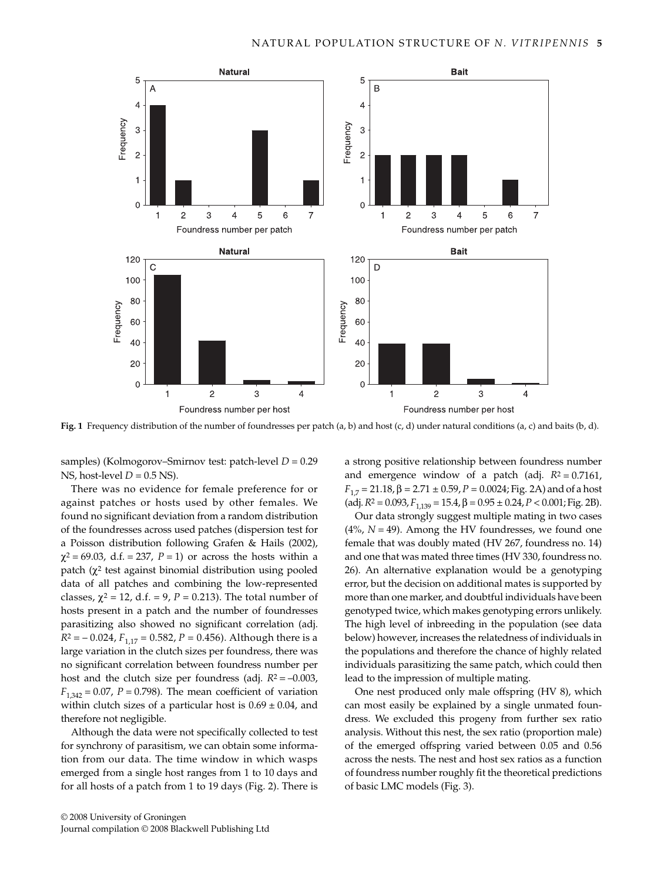Fig. 1 Frequency distribution of the number of foundresses per patch (a, b) and host (c, d) under natural conditions (a, c) and baits (b, d).

samples) (Kolmogorov–Smirnov test: patch-level $D = 0.29$ NS, host-level $D = 0.5$ NS).

There was no evidence for female preference for or against patches or hosts used by other females. We found no significant deviation from a random distribution of the foundresses across used patches (dispersion test for a Poisson distribution following Grafen & Hails (2002), $\chi^2 = 69.03$, d.f. = 237, $P = 1$) or across the hosts within a patch ($\chi^2$ test against binomial distribution using pooled data of all patches and combining the low-represented classes, $\chi^2 = 12$, d.f. = 9, $P = 0.213$). The total number of hosts present in a patch and the number of foundresses parasitizing also showed no significant correlation (adj. $R^2 = -0.024$, $F_{1,17} = 0.582$, $P = 0.456$). Although there is a large variation in the clutch sizes per foundress, there was no significant correlation between foundress number per host and the clutch size per foundress (adj. $R^2 = -0.003$, $F_{1,342} = 0.07$, $P = 0.798$). The mean coefficient of variation within clutch sizes of a particular host is $0.69 \pm 0.04$, and therefore not negligible.

Although the data were not specifically collected to test for synchrony of parasitism, we can obtain some information from our data. The time window in which wasps emerged from a single host ranges from 1 to 10 days and for all hosts of a patch from 1 to 19 days (Fig. 2). There is a strong positive relationship between foundress number and emergence window of a patch (adj. $R^2 = 0.7161$, $F_{1,7} = 21.18$, $\beta = 2.71 \pm 0.59$, $P = 0.0024$; Fig. 2A) and of a host (adj. $R^2 = 0.093$, $F_{1,139} = 15.4$, $\beta = 0.95 \pm 0.24$, $P < 0.001$; Fig. 2B).

Our data strongly suggest multiple mating in two cases (4%, $N = 49$). Among the HV foundresses, we found one female that was doubly mated (HV 267, foundress no. 14) and one that was mated three times (HV 330, foundress no. 26). An alternative explanation would be a genotyping error, but the decision on additional mates is supported by more than one marker, and doubtful individuals have been genotyped twice, which makes genotyping errors unlikely. The high level of inbreeding in the population (see data below) however, increases the relatedness of individuals in the populations and therefore the chance of highly related individuals parasitizing the same patch, which could then lead to the impression of multiple mating.

One nest produced only male offspring (HV 8), which can most easily be explained by a single unmated foundress. We excluded this progeny from further sex ratio analysis. Without this nest, the sex ratio (proportion male) of the emerged offspring varied between 0.05 and 0.56 across the nests. The nest and host sex ratios as a function of foundress number roughly fit the theoretical predictions of basic LMC models (Fig. 3).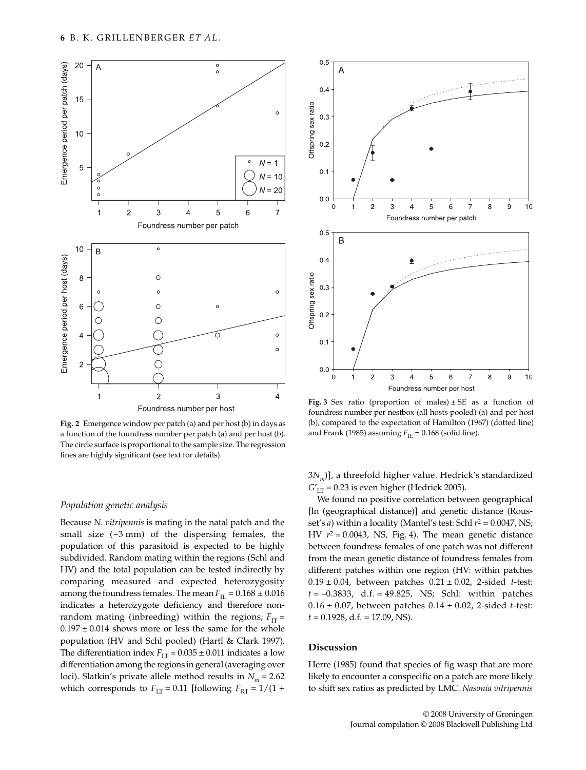Fig. 2 Emergence window per patch (a) and per host (b) in days as a function of the foundress number per patch (a) and per host (b). The circle surface is proportional to the sample size. The regression lines are highly significant (see text for details).

Fig. 3 Sex ratio (proportion of males) ± SE as a function of foundress number per nestbox (all hosts pooled) (a) and per host (b), compared to the expectation of Hamilton (1967) (dotted line) and Frank (1985) assuming $F_{IL} = 0.168$ (solid line).

### Population genetic analysis

Because *N. vitripennis* is mating in the natal patch and the small size (~3 mm) of the dispersing females, the population of this parasitoid is expected to be highly subdivided. Random mating within the regions (Schl and HV) and the total population can be tested indirectly by comparing measured and expected heterozygosity among the foundress females. The mean $F_{IL} = 0.168 \pm 0.016$ indicates a heterozygote deficiency and therefore non-random mating (inbreeding) within the regions; $F_{IT} = 0.197 \pm 0.014$ shows more or less the same for the whole population (HV and Schl pooled) (Hartl & Clark 1997). The differentiation index $F_{LT} = 0.035 \pm 0.011$ indicates a low differentiation among the regions in general (averaging over loci). Slatkin's private allele method results in $N_m = 2.62$ which corresponds to $F_{LT} = 0.11$ [following $F_{RT} = 1/(1 + 3N_m)$], a threefold higher value. Hedrick's standardized $G'_{LT} = 0.23$ is even higher (Hedrick 2005).

We found no positive correlation between geographical [ln (geographical distance)] and genetic distance (Rousset's *a*) within a locality (Mantel's test: Schl $r^2 = 0.0047$, NS; HV $r^2 = 0.0043$, NS, Fig. 4). The mean genetic distance between foundress females of one patch was not different from the mean genetic distance of foundress females from different patches within one region (HV: within patches $0.19 \pm 0.04$, between patches $0.21 \pm 0.02$, 2-sided *t*-test: $t = -0.3833$, d.f. = 49.825, NS; Schl: within patches $0.16 \pm 0.07$, between patches $0.14 \pm 0.02$, 2-sided *t*-test: $t = 0.1928$, d.f. = 17.09, NS).

## Discussion

Herre (1985) found that species of fig wasp that are more likely to encounter a conspecific on a patch are more likely to shift sex ratios as predicted by LMC. *Nasonia vitripennis*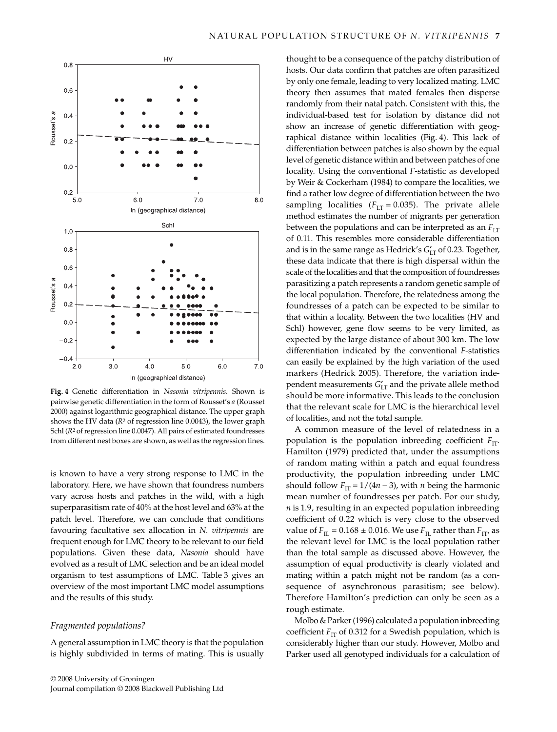**Fig. 4** Genetic differentiation in *Nasonia vitripennis*. Shown is pairwise genetic differentiation in the form of Rousset's *a* (Rousset 2000) against logarithmic geographical distance. The upper graph shows the HV data ($R^2$ of regression line 0.0043), the lower graph Schl ($R^2$ of regression line 0.0047). All pairs of estimated foundresses from different nest boxes are shown, as well as the regression lines.

is known to have a very strong response to LMC in the laboratory. Here, we have shown that foundress numbers vary across hosts and patches in the wild, with a high superparasitism rate of 40% at the host level and 63% at the patch level. Therefore, we can conclude that conditions favouring facultative sex allocation in *N. vitripennis* are frequent enough for LMC theory to be relevant to our field populations. Given these data, *Nasonia* should have evolved as a result of LMC selection and be an ideal model organism to test assumptions of LMC. Table 3 gives an overview of the most important LMC model assumptions and the results of this study.

### *Fragmented populations?*

A general assumption in LMC theory is that the population is highly subdivided in terms of mating. This is usually thought to be a consequence of the patchy distribution of hosts. Our data confirm that patches are often parasitized by only one female, leading to very localized mating. LMC theory then assumes that mated females then disperse randomly from their natal patch. Consistent with this, the individual-based test for isolation by distance did not show an increase of genetic differentiation with geographical distance within localities (Fig. 4). This lack of differentiation between patches is also shown by the equal level of genetic distance within and between patches of one locality. Using the conventional *F*-statistic as developed by Weir & Cockerham (1984) to compare the localities, we find a rather low degree of differentiation between the two sampling localities ($F_{LT} = 0.035$). The private allele method estimates the number of migrants per generation between the populations and can be interpreted as an $F_{LT}$ of 0.11. This resembles more considerable differentiation and is in the same range as Hedrick's $G'_{LT}$ of 0.23. Together, these data indicate that there is high dispersal within the scale of the localities and that the composition of foundresses parasitizing a patch represents a random genetic sample of the local population. Therefore, the relatedness among the foundresses of a patch can be expected to be similar to that within a locality. Between the two localities (HV and Schl) however, gene flow seems to be very limited, as expected by the large distance of about 300 km. The low differentiation indicated by the conventional *F*-statistics can easily be explained by the high variation of the used markers (Hedrick 2005). Therefore, the variation independent measurements $G'_{LT}$ and the private allele method should be more informative. This leads to the conclusion that the relevant scale for LMC is the hierarchical level of localities, and not the total sample.

A common measure of the level of relatedness in a population is the population inbreeding coefficient $F_{IT}$. Hamilton (1979) predicted that, under the assumptions of random mating within a patch and equal foundress productivity, the population inbreeding under LMC should follow $F_{IT} = 1/(4n - 3)$, with *n* being the harmonic mean number of foundresses per patch. For our study, *n* is 1.9, resulting in an expected population inbreeding coefficient of 0.22 which is very close to the observed value of $F_{IL} = 0.168 \pm 0.016$. We use $F_{IL}$ rather than $F_{IT}$, as the relevant level for LMC is the local population rather than the total sample as discussed above. However, the assumption of equal productivity is clearly violated and mating within a patch might not be random (as a consequence of asynchronous parasitism; see below). Therefore Hamilton's prediction can only be seen as a rough estimate.

Molbo & Parker (1996) calculated a population inbreeding coefficient $F_{IT}$ of 0.312 for a Swedish population, which is considerably higher than our study. However, Molbo and Parker used all genotyped individuals for a calculation of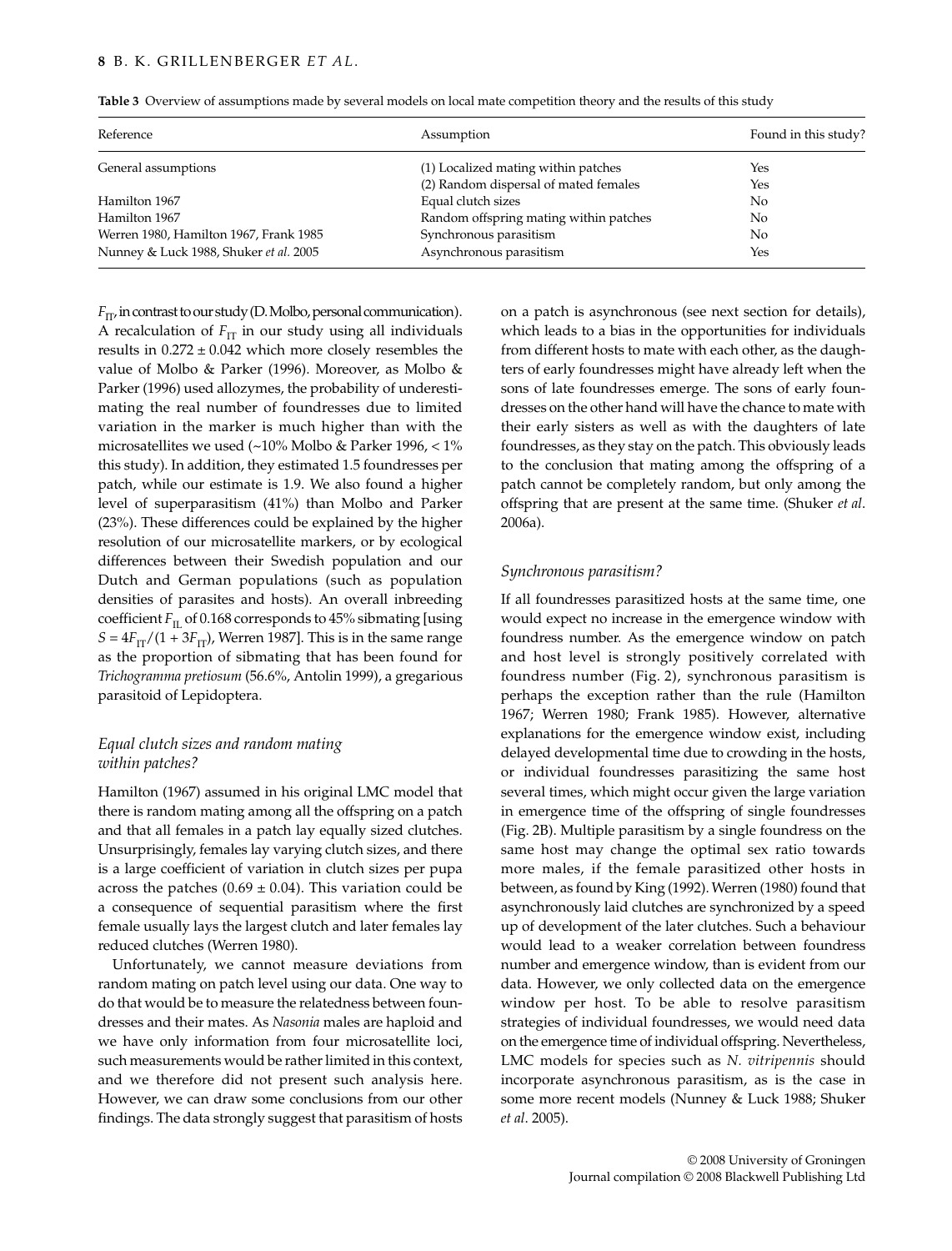**Table 3** Overview of assumptions made by several models on local mate competition theory and the results of this study

| Reference | Assumption | Found in this study? |
|---|---|---|
| General assumptions | (1) Localized mating within patches | Yes |
| | (2) Random dispersal of mated females | Yes |
| Hamilton 1967 | Equal clutch sizes | No |
| Hamilton 1967 | Random offspring mating within patches | No |
| Werren 1980, Hamilton 1967, Frank 1985 | Synchronous parasitism | No |
| Nunney & Luck 1988, Shuker *et al.* 2005 | Asynchronous parasitism | Yes |

$F_{IT}$, in contrast to our study (D. Molbo, personal communication). A recalculation of $F_{IT}$ in our study using all individuals results in $0.272 \pm 0.042$ which more closely resembles the value of Molbo & Parker (1996). Moreover, as Molbo & Parker (1996) used allozymes, the probability of underestimating the real number of foundresses due to limited variation in the marker is much higher than with the microsatellites we used (~10% Molbo & Parker 1996, < 1% this study). In addition, they estimated 1.5 foundresses per patch, while our estimate is 1.9. We also found a higher level of superparasitism (41%) than Molbo and Parker (23%). These differences could be explained by the higher resolution of our microsatellite markers, or by ecological differences between their Swedish population and our Dutch and German populations (such as population densities of parasites and hosts). An overall inbreeding coefficient $F_{IL}$ of 0.168 corresponds to 45% sibmating [using $S = 4F_{IT}/(1 + 3F_{IT})$, Werren 1987]. This is in the same range as the proportion of sibmating that has been found for *Trichogramma pretiosum* (56.6%, Antolin 1999), a gregarious parasitoid of Lepidoptera.

### *Equal clutch sizes and random mating within patches?*

Hamilton (1967) assumed in his original LMC model that there is random mating among all the offspring on a patch and that all females in a patch lay equally sized clutches. Unsurprisingly, females lay varying clutch sizes, and there is a large coefficient of variation in clutch sizes per pupa across the patches ($0.69 \pm 0.04$). This variation could be a consequence of sequential parasitism where the first female usually lays the largest clutch and later females lay reduced clutches (Werren 1980).

Unfortunately, we cannot measure deviations from random mating on patch level using our data. One way to do that would be to measure the relatedness between foundresses and their mates. As *Nasonia* males are haploid and we have only information from four microsatellite loci, such measurements would be rather limited in this context, and we therefore did not present such analysis here. However, we can draw some conclusions from our other findings. The data strongly suggest that parasitism of hosts on a patch is asynchronous (see next section for details), which leads to a bias in the opportunities for individuals from different hosts to mate with each other, as the daughters of early foundresses might have already left when the sons of late foundresses emerge. The sons of early foundresses on the other hand will have the chance to mate with their early sisters as well as with the daughters of late foundresses, as they stay on the patch. This obviously leads to the conclusion that mating among the offspring of a patch cannot be completely random, but only among the offspring that are present at the same time. (Shuker *et al.* 2006a).

### *Synchronous parasitism?*

If all foundresses parasitized hosts at the same time, one would expect no increase in the emergence window with foundress number. As the emergence window on patch and host level is strongly positively correlated with foundress number (Fig. 2), synchronous parasitism is perhaps the exception rather than the rule (Hamilton 1967; Werren 1980; Frank 1985). However, alternative explanations for the emergence window exist, including delayed developmental time due to crowding in the hosts, or individual foundresses parasitizing the same host several times, which might occur given the large variation in emergence time of the offspring of single foundresses (Fig. 2B). Multiple parasitism by a single foundress on the same host may change the optimal sex ratio towards more males, if the female parasitized other hosts in between, as found by King (1992). Werren (1980) found that asynchronously laid clutches are synchronized by a speed up of development of the later clutches. Such a behaviour would lead to a weaker correlation between foundress number and emergence window, than is evident from our data. However, we only collected data on the emergence window per host. To be able to resolve parasitism strategies of individual foundresses, we would need data on the emergence time of individual offspring. Nevertheless, LMC models for species such as *N. vitripennis* should incorporate asynchronous parasitism, as is the case in some more recent models (Nunney & Luck 1988; Shuker *et al.* 2005).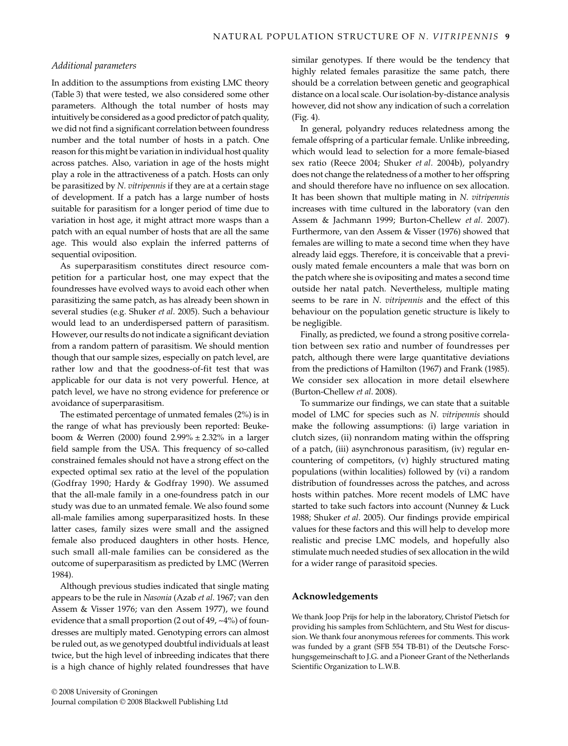### *Additional parameters*

In addition to the assumptions from existing LMC theory (Table 3) that were tested, we also considered some other parameters. Although the total number of hosts may intuitively be considered as a good predictor of patch quality, we did not find a significant correlation between foundress number and the total number of hosts in a patch. One reason for this might be variation in individual host quality across patches. Also, variation in age of the hosts might play a role in the attractiveness of a patch. Hosts can only be parasitized by *N. vitripennis* if they are at a certain stage of development. If a patch has a large number of hosts suitable for parasitism for a longer period of time due to variation in host age, it might attract more wasps than a patch with an equal number of hosts that are all the same age. This would also explain the inferred patterns of sequential oviposition.

As superparasitism constitutes direct resource competition for a particular host, one may expect that the foundresses have evolved ways to avoid each other when parasitizing the same patch, as has already been shown in several studies (e.g. Shuker *et al*. 2005). Such a behaviour would lead to an underdispersed pattern of parasitism. However, our results do not indicate a significant deviation from a random pattern of parasitism. We should mention though that our sample sizes, especially on patch level, are rather low and that the goodness-of-fit test that was applicable for our data is not very powerful. Hence, at patch level, we have no strong evidence for preference or avoidance of superparasitism.

The estimated percentage of unmated females (2%) is in the range of what has previously been reported: Beukeboom & Werren (2000) found 2.99% ± 2.32% in a larger field sample from the USA. This frequency of so-called constrained females should not have a strong effect on the expected optimal sex ratio at the level of the population (Godfray 1990; Hardy & Godfray 1990). We assumed that the all-male family in a one-foundress patch in our study was due to an unmated female. We also found some all-male families among superparasitized hosts. In these latter cases, family sizes were small and the assigned female also produced daughters in other hosts. Hence, such small all-male families can be considered as the outcome of superparasitism as predicted by LMC (Werren 1984).

Although previous studies indicated that single mating appears to be the rule in *Nasonia* (Azab *et al*. 1967; van den Assem & Visser 1976; van den Assem 1977), we found evidence that a small proportion (2 out of 49, ~4%) of foundresses are multiply mated. Genotyping errors can almost be ruled out, as we genotyped doubtful individuals at least twice, but the high level of inbreeding indicates that there is a high chance of highly related foundresses that have similar genotypes. If there would be the tendency that highly related females parasitize the same patch, there should be a correlation between genetic and geographical distance on a local scale. Our isolation-by-distance analysis however, did not show any indication of such a correlation (Fig. 4).

In general, polyandry reduces relatedness among the female offspring of a particular female. Unlike inbreeding, which would lead to selection for a more female-biased sex ratio (Reece 2004; Shuker *et al*. 2004b), polyandry does not change the relatedness of a mother to her offspring and should therefore have no influence on sex allocation. It has been shown that multiple mating in *N. vitripennis* increases with time cultured in the laboratory (van den Assem & Jachmann 1999; Burton-Chellew *et al*. 2007). Furthermore, van den Assem & Visser (1976) showed that females are willing to mate a second time when they have already laid eggs. Therefore, it is conceivable that a previously mated female encounters a male that was born on the patch where she is ovipositing and mates a second time outside her natal patch. Nevertheless, multiple mating seems to be rare in *N. vitripennis* and the effect of this behaviour on the population genetic structure is likely to be negligible.

Finally, as predicted, we found a strong positive correlation between sex ratio and number of foundresses per patch, although there were large quantitative deviations from the predictions of Hamilton (1967) and Frank (1985). We consider sex allocation in more detail elsewhere (Burton-Chellew *et al*. 2008).

To summarize our findings, we can state that a suitable model of LMC for species such as *N. vitripennis* should make the following assumptions: (i) large variation in clutch sizes, (ii) nonrandom mating within the offspring of a patch, (iii) asynchronous parasitism, (iv) regular encountering of competitors, (v) highly structured mating populations (within localities) followed by (vi) a random distribution of foundresses across the patches, and across hosts within patches. More recent models of LMC have started to take such factors into account (Nunney & Luck 1988; Shuker *et al*. 2005). Our findings provide empirical values for these factors and this will help to develop more realistic and precise LMC models, and hopefully also stimulate much needed studies of sex allocation in the wild for a wider range of parasitoid species.

## Acknowledgements

We thank Joop Prijs for help in the laboratory, Christof Pietsch for providing his samples from Schlüchtern, and Stu West for discussion. We thank four anonymous referees for comments. This work was funded by a grant (SFB 554 TB-B1) of the Deutsche Forschungsgemeinschaft to J.G. and a Pioneer Grant of the Netherlands Scientific Organization to L.W.B.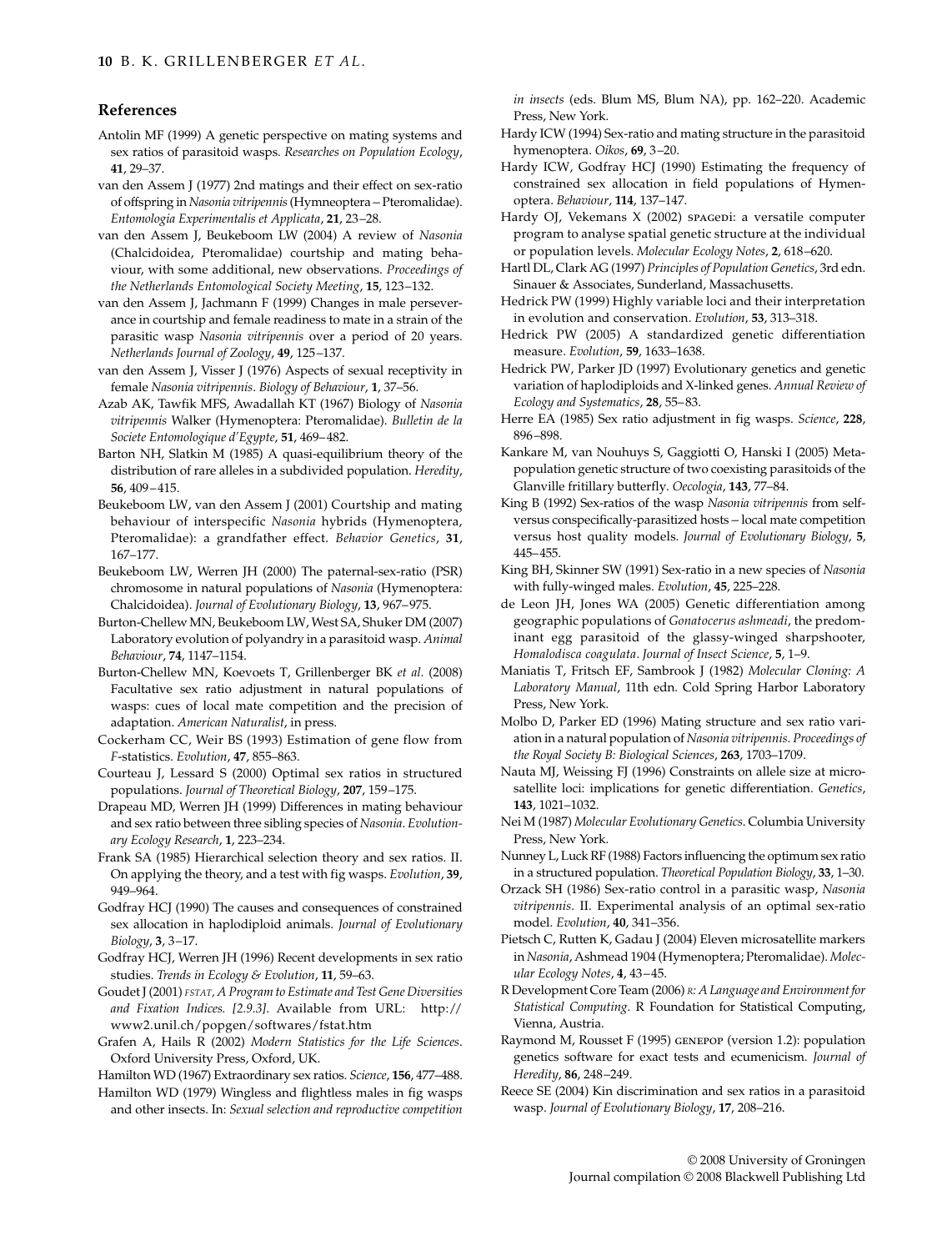## References

Antolin MF (1999) A genetic perspective on mating systems and sex ratios of parasitoid wasps. *Researches on Population Ecology*, **41**, 29–37.

van den Assem J (1977) 2nd matings and their effect on sex-ratio of offspring in *Nasonia vitripennis* (Hymneoptera – Pteromalidae). *Entomologia Experimentalis et Applicata*, **21**, 23–28.

van den Assem J, Beukeboom LW (2004) A review of *Nasonia* (Chalcidoidea, Pteromalidae) courtship and mating behaviour, with some additional, new observations. *Proceedings of the Netherlands Entomological Society Meeting*, **15**, 123–132.

van den Assem J, Jachmann F (1999) Changes in male perseverance in courtship and female readiness to mate in a strain of the parasitic wasp *Nasonia vitripennis* over a period of 20 years. *Netherlands Journal of Zoology*, **49**, 125–137.

van den Assem J, Visser J (1976) Aspects of sexual receptivity in female *Nasonia vitripennis*. *Biology of Behaviour*, **1**, 37–56.

Azab AK, Tawfik MFS, Awadallah KT (1967) Biology of *Nasonia vitripennis* Walker (Hymenoptera: Pteromalidae). *Bulletin de la Societe Entomologique d'Egypte*, **51**, 469–482.

Barton NH, Slatkin M (1985) A quasi-equilibrium theory of the distribution of rare alleles in a subdivided population. *Heredity*, **56**, 409–415.

Beukeboom LW, van den Assem J (2001) Courtship and mating behaviour of interspecific *Nasonia* hybrids (Hymenoptera, Pteromalidae): a grandfather effect. *Behavior Genetics*, **31**, 167–177.

Beukeboom LW, Werren JH (2000) The paternal-sex-ratio (PSR) chromosome in natural populations of *Nasonia* (Hymenoptera: Chalcidoidea). *Journal of Evolutionary Biology*, **13**, 967–975.

Burton-Chellew MN, Beukeboom LW, West SA, Shuker DM (2007) Laboratory evolution of polyandry in a parasitoid wasp. *Animal Behaviour*, **74**, 1147–1154.

Burton-Chellew MN, Koevoets T, Grillenberger BK *et al*. (2008) Facultative sex ratio adjustment in natural populations of wasps: cues of local mate competition and the precision of adaptation. *American Naturalist*, in press.

Cockerham CC, Weir BS (1993) Estimation of gene flow from *F*-statistics. *Evolution*, **47**, 855–863.

Courteau J, Lessard S (2000) Optimal sex ratios in structured populations. *Journal of Theoretical Biology*, **207**, 159–175.

Drapeau MD, Werren JH (1999) Differences in mating behaviour and sex ratio between three sibling species of *Nasonia*. *Evolutionary Ecology Research*, **1**, 223–234.

Frank SA (1985) Hierarchical selection theory and sex ratios. II. On applying the theory, and a test with fig wasps. *Evolution*, **39**, 949–964.

Godfray HCJ (1990) The causes and consequences of constrained sex allocation in haplodiploid animals. *Journal of Evolutionary Biology*, **3**, 3–17.

Godfray HCJ, Werren JH (1996) Recent developments in sex ratio studies. *Trends in Ecology & Evolution*, **11**, 59–63.

Goudet J (2001) *FSTAT, A Program to Estimate and Test Gene Diversities and Fixation Indices. [2.9.3]*. Available from URL: http://www2.unil.ch/popgen/softwares/fstat.htm

Grafen A, Hails R (2002) *Modern Statistics for the Life Sciences*. Oxford University Press, Oxford, UK.

Hamilton WD (1967) Extraordinary sex ratios. *Science*, **156**, 477–488.

Hamilton WD (1979) Wingless and flightless males in fig wasps and other insects. In: *Sexual selection and reproductive competition in insects* (eds. Blum MS, Blum NA), pp. 162–220. Academic Press, New York.

Hardy ICW (1994) Sex-ratio and mating structure in the parasitoid hymenoptera. *Oikos*, **69**, 3–20.

Hardy ICW, Godfray HCJ (1990) Estimating the frequency of constrained sex allocation in field populations of Hymenoptera. *Behaviour*, **114**, 137–147.

Hardy OJ, Vekemans X (2002) SPAGEDI: a versatile computer program to analyse spatial genetic structure at the individual or population levels. *Molecular Ecology Notes*, **2**, 618–620.

Hartl DL, Clark AG (1997) *Principles of Population Genetics*, 3rd edn. Sinauer & Associates, Sunderland, Massachusetts.

Hedrick PW (1999) Highly variable loci and their interpretation in evolution and conservation. *Evolution*, **53**, 313–318.

Hedrick PW (2005) A standardized genetic differentiation measure. *Evolution*, **59**, 1633–1638.

Hedrick PW, Parker JD (1997) Evolutionary genetics and genetic variation of haplodiploids and X-linked genes. *Annual Review of Ecology and Systematics*, **28**, 55–83.

Herre EA (1985) Sex ratio adjustment in fig wasps. *Science*, **228**, 896–898.

Kankare M, van Nouhuys S, Gaggiotti O, Hanski I (2005) Metapopulation genetic structure of two coexisting parasitoids of the Glanville fritillary butterfly. *Oecologia*, **143**, 77–84.

King B (1992) Sex-ratios of the wasp *Nasonia vitripennis* from self- versus conspecifically-parasitized hosts – local mate competition versus host quality models. *Journal of Evolutionary Biology*, **5**, 445–455.

King BH, Skinner SW (1991) Sex-ratio in a new species of *Nasonia* with fully-winged males. *Evolution*, **45**, 225–228.

de Leon JH, Jones WA (2005) Genetic differentiation among geographic populations of *Gonatocerus ashmeadi*, the predominant egg parasitoid of the glassy-winged sharpshooter, *Homalodisca coagulata*. *Journal of Insect Science*, **5**, 1–9.

Maniatis T, Fritsch EF, Sambrook J (1982) *Molecular Cloning: A Laboratory Manual*, 11th edn. Cold Spring Harbor Laboratory Press, New York.

Molbo D, Parker ED (1996) Mating structure and sex ratio variation in a natural population of *Nasonia vitripennis*. *Proceedings of the Royal Society B: Biological Sciences*, **263**, 1703–1709.

Nauta MJ, Weissing FJ (1996) Constraints on allele size at microsatellite loci: implications for genetic differentiation. *Genetics*, **143**, 1021–1032.

Nei M (1987) *Molecular Evolutionary Genetics*. Columbia University Press, New York.

Nunney L, Luck RF (1988) Factors influencing the optimum sex ratio in a structured population. *Theoretical Population Biology*, **33**, 1–30.

Orzack SH (1986) Sex-ratio control in a parasitic wasp, *Nasonia vitripennis*. II. Experimental analysis of an optimal sex-ratio model. *Evolution*, **40**, 341–356.

Pietsch C, Rutten K, Gadau J (2004) Eleven microsatellite markers in *Nasonia*, Ashmead 1904 (Hymenoptera; Pteromalidae). *Molecular Ecology Notes*, **4**, 43–45.

R Development Core Team (2006) *R: A Language and Environment for Statistical Computing*. R Foundation for Statistical Computing, Vienna, Austria.

Raymond M, Rousset F (1995) GENEPOP (version 1.2): population genetics software for exact tests and ecumenicism. *Journal of Heredity*, **86**, 248–249.

Reece SE (2004) Kin discrimination and sex ratios in a parasitoid wasp. *Journal of Evolutionary Biology*, **17**, 208–216.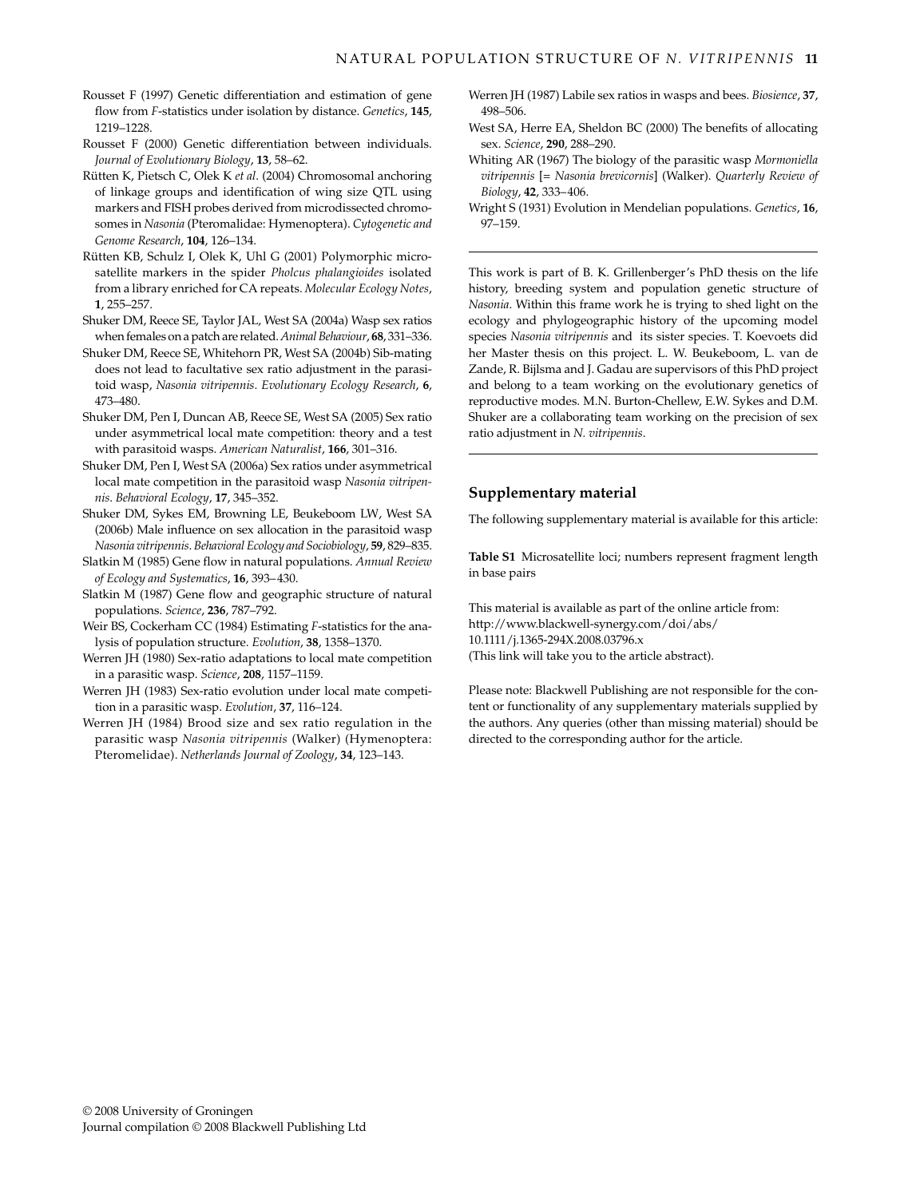Rousset F (1997) Genetic differentiation and estimation of gene flow from *F*-statistics under isolation by distance. *Genetics*, **145**, 1219–1228.

Rousset F (2000) Genetic differentiation between individuals. *Journal of Evolutionary Biology*, **13**, 58–62.

Rütten K, Pietsch C, Olek K *et al*. (2004) Chromosomal anchoring of linkage groups and identification of wing size QTL using markers and FISH probes derived from microdissected chromosomes in *Nasonia* (Pteromalidae: Hymenoptera). *Cytogenetic and Genome Research*, **104**, 126–134.

Rütten KB, Schulz I, Olek K, Uhl G (2001) Polymorphic microsatellite markers in the spider *Pholcus phalangioides* isolated from a library enriched for CA repeats. *Molecular Ecology Notes*, **1**, 255–257.

Shuker DM, Reece SE, Taylor JAL, West SA (2004a) Wasp sex ratios when females on a patch are related. *Animal Behaviour*, **68**, 331–336.

Shuker DM, Reece SE, Whitehorn PR, West SA (2004b) Sib-mating does not lead to facultative sex ratio adjustment in the parasitoid wasp, *Nasonia vitripennis*. *Evolutionary Ecology Research*, **6**, 473–480.

Shuker DM, Pen I, Duncan AB, Reece SE, West SA (2005) Sex ratio under asymmetrical local mate competition: theory and a test with parasitoid wasps. *American Naturalist*, **166**, 301–316.

Shuker DM, Pen I, West SA (2006a) Sex ratios under asymmetrical local mate competition in the parasitoid wasp *Nasonia vitripennis*. *Behavioral Ecology*, **17**, 345–352.

Shuker DM, Sykes EM, Browning LE, Beukeboom LW, West SA (2006b) Male influence on sex allocation in the parasitoid wasp *Nasonia vitripennis*. *Behavioral Ecology and Sociobiology*, **59**, 829–835.

Slatkin M (1985) Gene flow in natural populations. *Annual Review of Ecology and Systematics*, **16**, 393–430.

Slatkin M (1987) Gene flow and geographic structure of natural populations. *Science*, **236**, 787–792.

Weir BS, Cockerham CC (1984) Estimating *F*-statistics for the analysis of population structure. *Evolution*, **38**, 1358–1370.

Werren JH (1980) Sex-ratio adaptations to local mate competition in a parasitic wasp. *Science*, **208**, 1157–1159.

Werren JH (1983) Sex-ratio evolution under local mate competition in a parasitic wasp. *Evolution*, **37**, 116–124.

Werren JH (1984) Brood size and sex ratio regulation in the parasitic wasp *Nasonia vitripennis* (Walker) (Hymenoptera: Pteromelidae). *Netherlands Journal of Zoology*, **34**, 123–143.

Werren JH (1987) Labile sex ratios in wasps and bees. *Biosience*, **37**, 498–506.

West SA, Herre EA, Sheldon BC (2000) The benefits of allocating sex. *Science*, **290**, 288–290.

Whiting AR (1967) The biology of the parasitic wasp *Mormoniella vitripennis* [= *Nasonia brevicornis*] (Walker). *Quarterly Review of Biology*, **42**, 333–406.

Wright S (1931) Evolution in Mendelian populations. *Genetics*, **16**, 97–159.

---

This work is part of B. K. Grillenberger's PhD thesis on the life history, breeding system and population genetic structure of *Nasonia*. Within this frame work he is trying to shed light on the ecology and phylogeographic history of the upcoming model species *Nasonia vitripennis* and its sister species. T. Koevoets did her Master thesis on this project. L. W. Beukeboom, L. van de Zande, R. Bijlsma and J. Gadau are supervisors of this PhD project and belong to a team working on the evolutionary genetics of reproductive modes. M.N. Burton-Chellew, E.W. Sykes and D.M. Shuker are a collaborating team working on the precision of sex ratio adjustment in *N. vitripennis*.

---

## Supplementary material

The following supplementary material is available for this article:

**Table S1** Microsatellite loci; numbers represent fragment length in base pairs

This material is available as part of the online article from: http://www.blackwell-synergy.com/doi/abs/10.1111/j.1365-294X.2008.03796.x
(This link will take you to the article abstract).

Please note: Blackwell Publishing are not responsible for the content or functionality of any supplementary materials supplied by the authors. Any queries (other than missing material) should be directed to the corresponding author for the article.